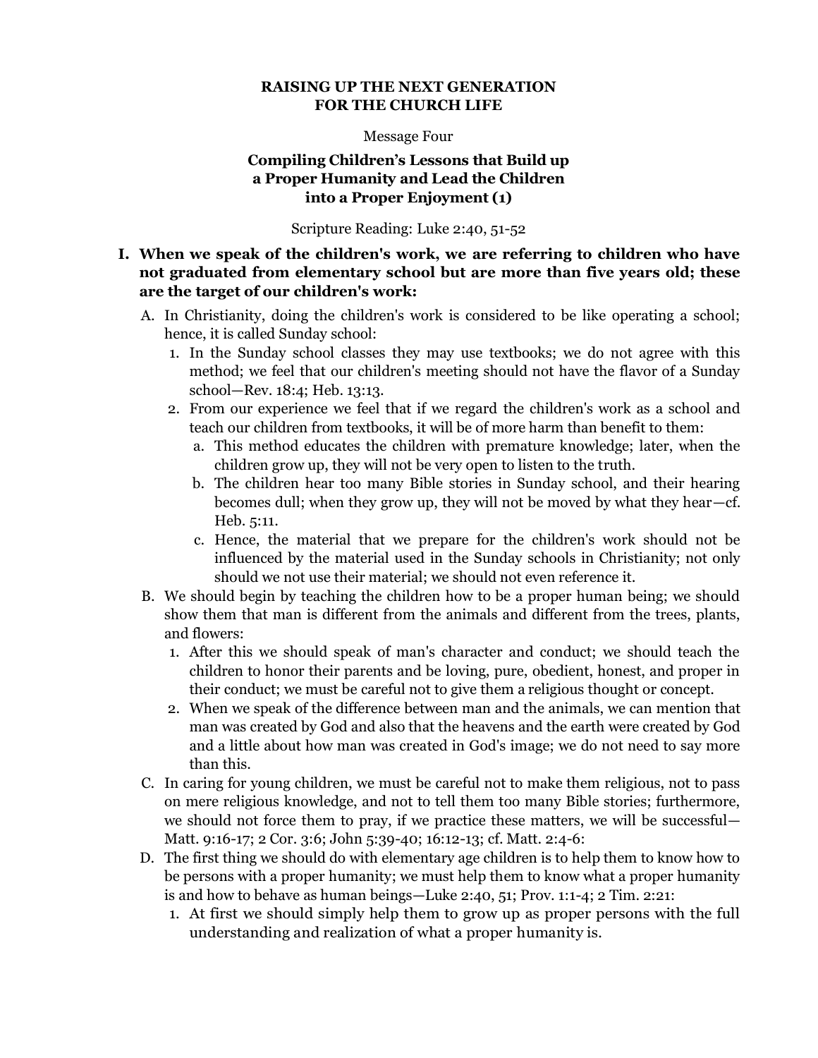# RAISING UP THE NEXT GENERATION FOR THE CHURCH LIFE

Message Four

## Compiling Children's Lessons that Build up a Proper Humanity and Lead the Children into a Proper Enjoyment (1)

Scripture Reading: Luke 2:40, 51-52

**I. When we speak of the children's work, we are referring to children who have not graduated from elementary school but are more than five years old; these are the target of our children's work:**

A. In Christianity, doing the children's work is considered to be like operating a school; hence, it is called Sunday school:

1. In the Sunday school classes they may use textbooks; we do not agree with this method; we feel that our children's meeting should not have the flavor of a Sunday school—Rev. 18:4; Heb. 13:13.
2. From our experience we feel that if we regard the children's work as a school and teach our children from textbooks, it will be of more harm than benefit to them:
   a. This method educates the children with premature knowledge; later, when the children grow up, they will not be very open to listen to the truth.
   b. The children hear too many Bible stories in Sunday school, and their hearing becomes dull; when they grow up, they will not be moved by what they hear—cf. Heb. 5:11.
   c. Hence, the material that we prepare for the children's work should not be influenced by the material used in the Sunday schools in Christianity; not only should we not use their material; we should not even reference it.

B. We should begin by teaching the children how to be a proper human being; we should show them that man is different from the animals and different from the trees, plants, and flowers:

1. After this we should speak of man's character and conduct; we should teach the children to honor their parents and be loving, pure, obedient, honest, and proper in their conduct; we must be careful not to give them a religious thought or concept.
2. When we speak of the difference between man and the animals, we can mention that man was created by God and also that the heavens and the earth were created by God and a little about how man was created in God's image; we do not need to say more than this.

C. In caring for young children, we must be careful not to make them religious, not to pass on mere religious knowledge, and not to tell them too many Bible stories; furthermore, we should not force them to pray, if we practice these matters, we will be successful—Matt. 9:16-17; 2 Cor. 3:6; John 5:39-40; 16:12-13; cf. Matt. 2:4-6:

D. The first thing we should do with elementary age children is to help them to know how to be persons with a proper humanity; we must help them to know what a proper humanity is and how to behave as human beings—Luke 2:40, 51; Prov. 1:1-4; 2 Tim. 2:21:

1. At first we should simply help them to grow up as proper persons with the full understanding and realization of what a proper humanity is.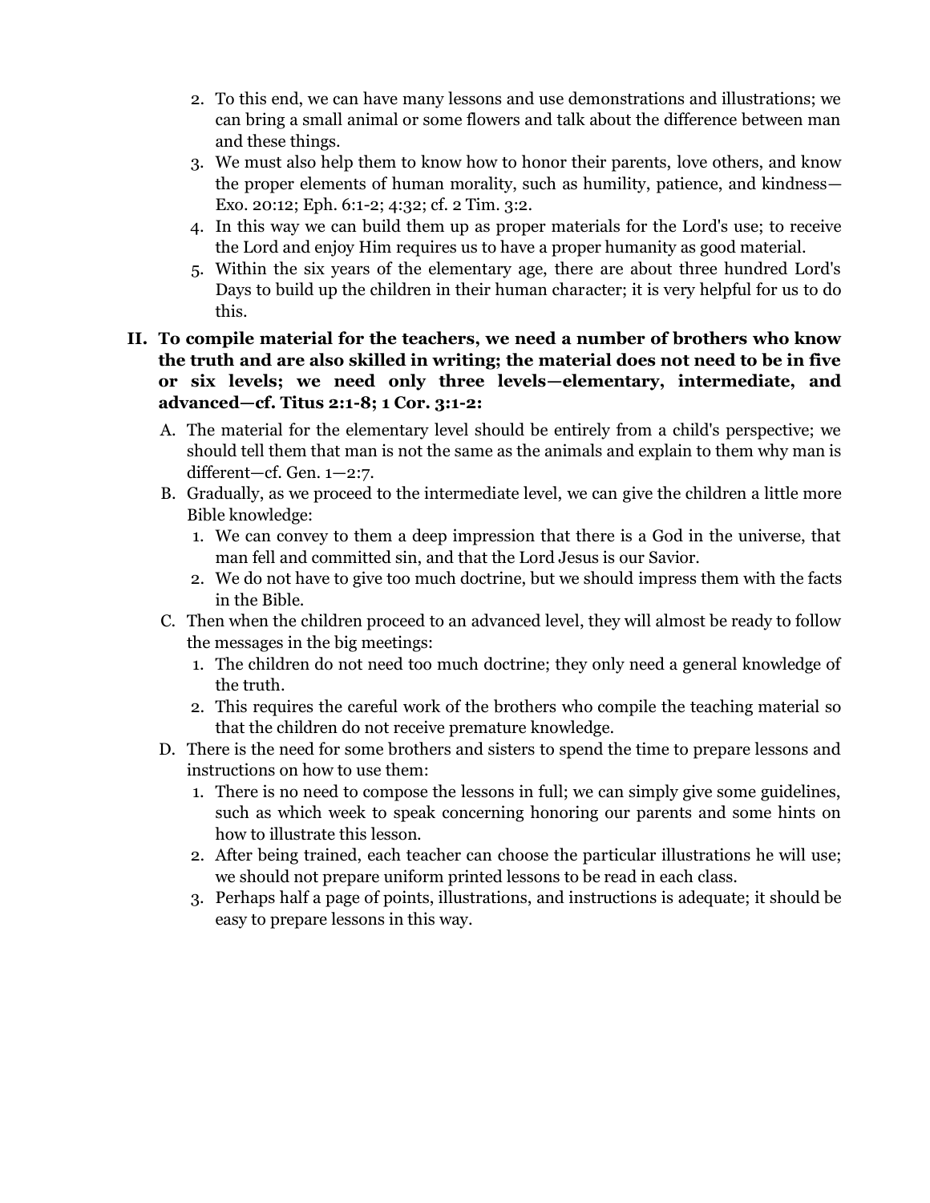2. To this end, we can have many lessons and use demonstrations and illustrations; we can bring a small animal or some flowers and talk about the difference between man and these things.
3. We must also help them to know how to honor their parents, love others, and know the proper elements of human morality, such as humility, patience, and kindness—Exo. 20:12; Eph. 6:1-2; 4:32; cf. 2 Tim. 3:2.
4. In this way we can build them up as proper materials for the Lord's use; to receive the Lord and enjoy Him requires us to have a proper humanity as good material.
5. Within the six years of the elementary age, there are about three hundred Lord's Days to build up the children in their human character; it is very helpful for us to do this.

**II. To compile material for the teachers, we need a number of brothers who know the truth and are also skilled in writing; the material does not need to be in five or six levels; we need only three levels—elementary, intermediate, and advanced—cf. Titus 2:1-8; 1 Cor. 3:1-2:**

A. The material for the elementary level should be entirely from a child's perspective; we should tell them that man is not the same as the animals and explain to them why man is different—cf. Gen. 1—2:7.

B. Gradually, as we proceed to the intermediate level, we can give the children a little more Bible knowledge:

1. We can convey to them a deep impression that there is a God in the universe, that man fell and committed sin, and that the Lord Jesus is our Savior.
2. We do not have to give too much doctrine, but we should impress them with the facts in the Bible.

C. Then when the children proceed to an advanced level, they will almost be ready to follow the messages in the big meetings:

1. The children do not need too much doctrine; they only need a general knowledge of the truth.
2. This requires the careful work of the brothers who compile the teaching material so that the children do not receive premature knowledge.

D. There is the need for some brothers and sisters to spend the time to prepare lessons and instructions on how to use them:

1. There is no need to compose the lessons in full; we can simply give some guidelines, such as which week to speak concerning honoring our parents and some hints on how to illustrate this lesson.
2. After being trained, each teacher can choose the particular illustrations he will use; we should not prepare uniform printed lessons to be read in each class.
3. Perhaps half a page of points, illustrations, and instructions is adequate; it should be easy to prepare lessons in this way.